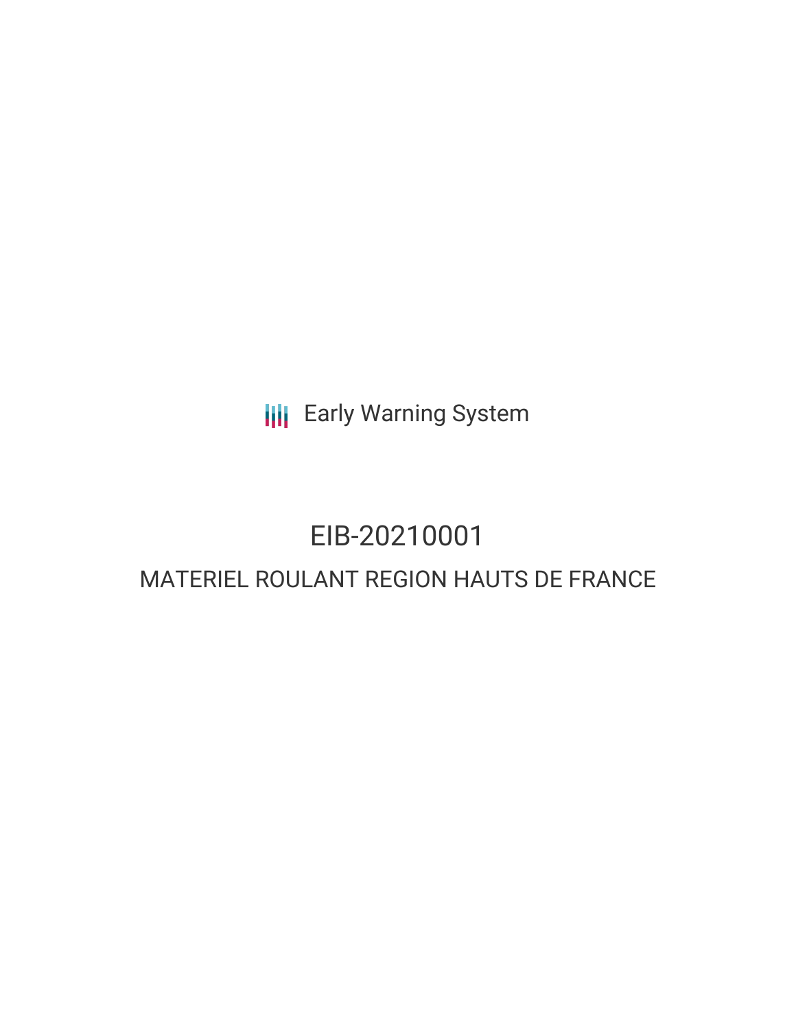Early Warning System

# EIB-20210001

## MATERIEL ROULANT REGION HAUTS DE FRANCE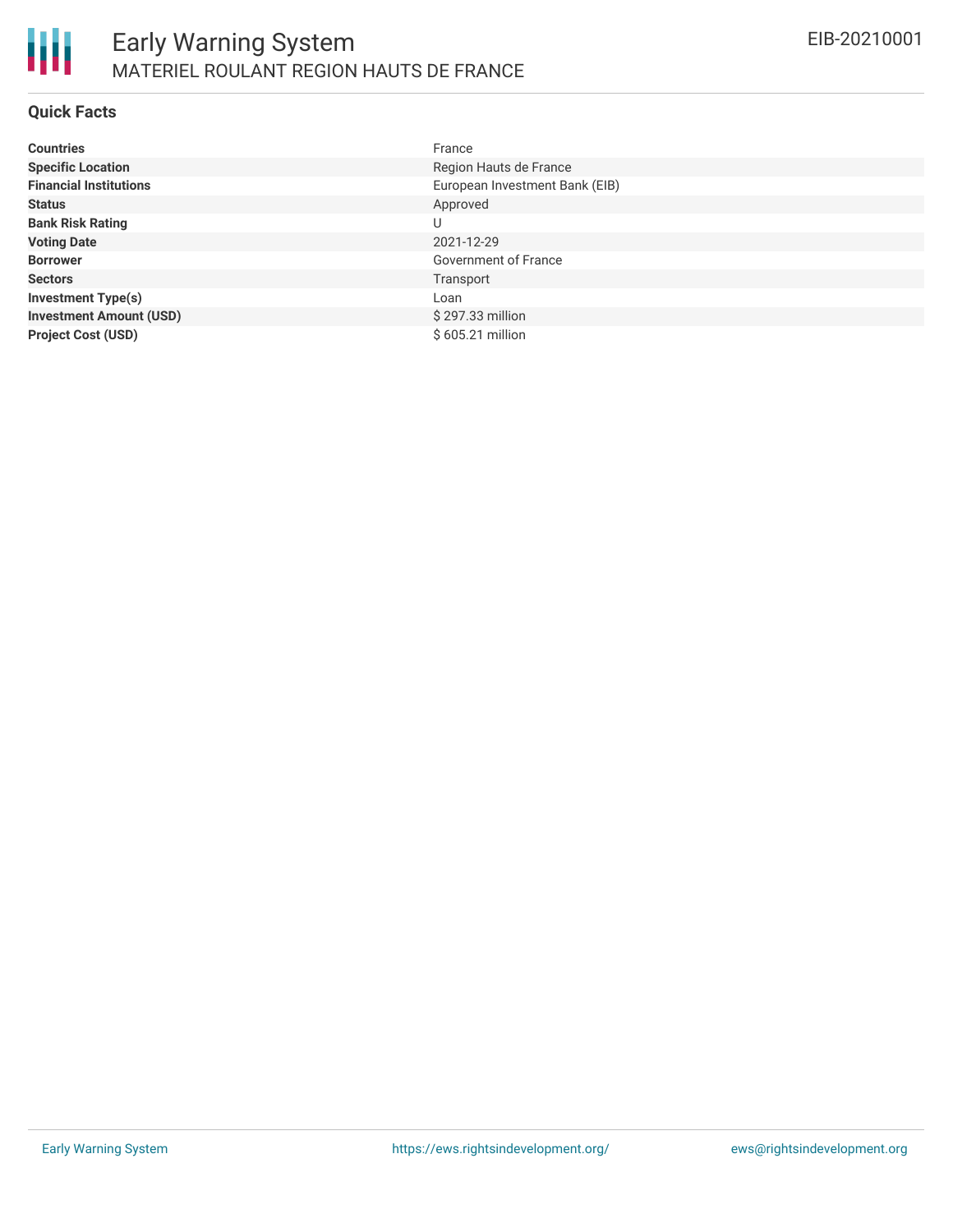# Early Warning System

## MATERIEL ROULANT REGION HAUTS DE FRANCE

EIB-20210001

### Quick Facts

| | |
|---|---|
| **Countries** | France |
| **Specific Location** | Region Hauts de France |
| **Financial Institutions** | European Investment Bank (EIB) |
| **Status** | Approved |
| **Bank Risk Rating** | U |
| **Voting Date** | 2021-12-29 |
| **Borrower** | Government of France |
| **Sectors** | Transport |
| **Investment Type(s)** | Loan |
| **Investment Amount (USD)** | $ 297.33 million |
| **Project Cost (USD)** | $ 605.21 million |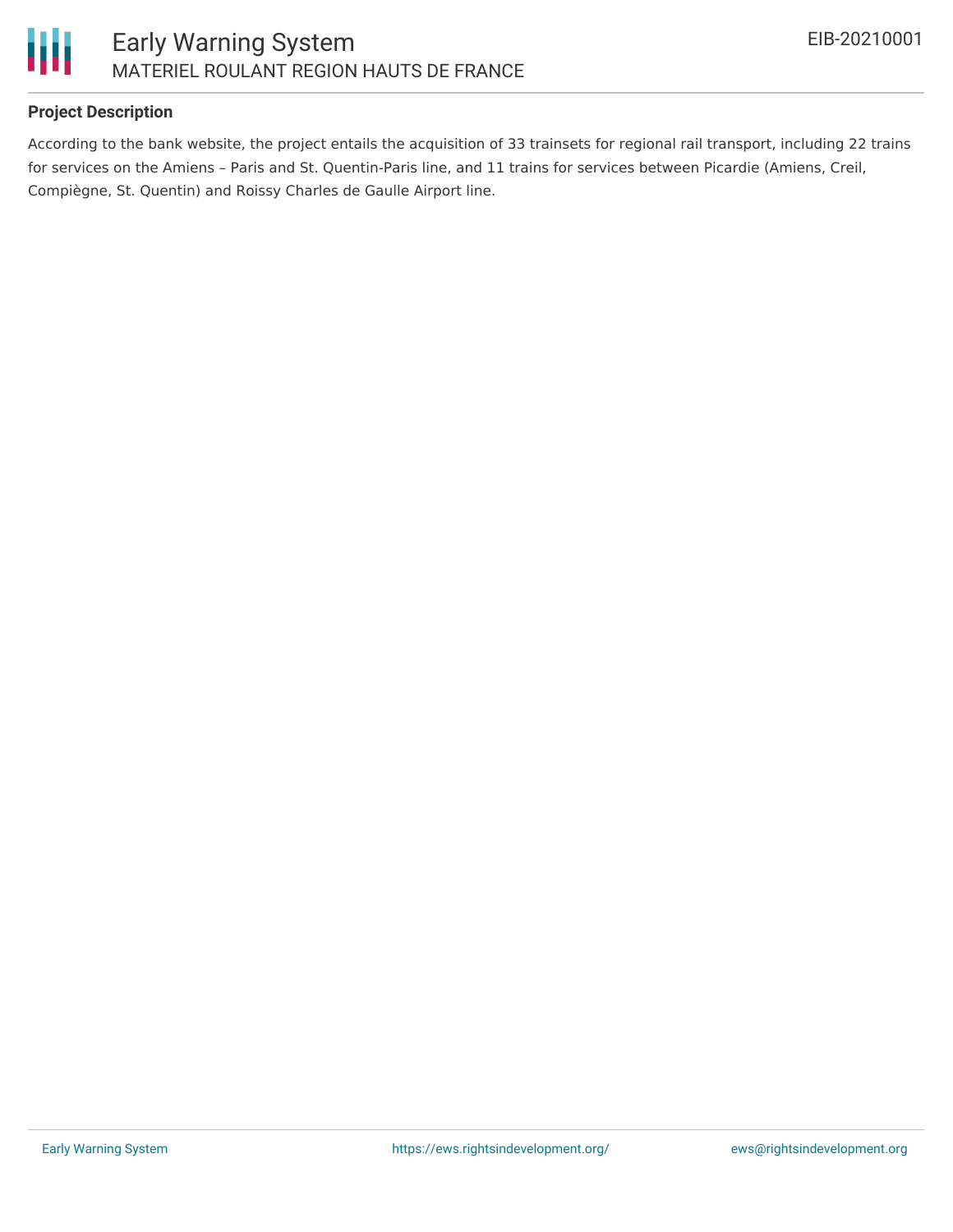## Project Description

According to the bank website, the project entails the acquisition of 33 trainsets for regional rail transport, including 22 trains for services on the Amiens – Paris and St. Quentin-Paris line, and 11 trains for services between Picardie (Amiens, Creil, Compiègne, St. Quentin) and Roissy Charles de Gaulle Airport line.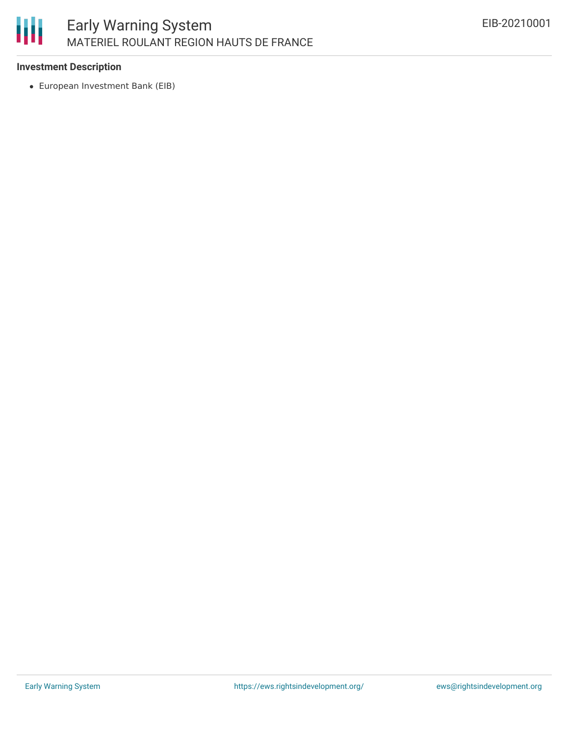**Investment Description**

- European Investment Bank (EIB)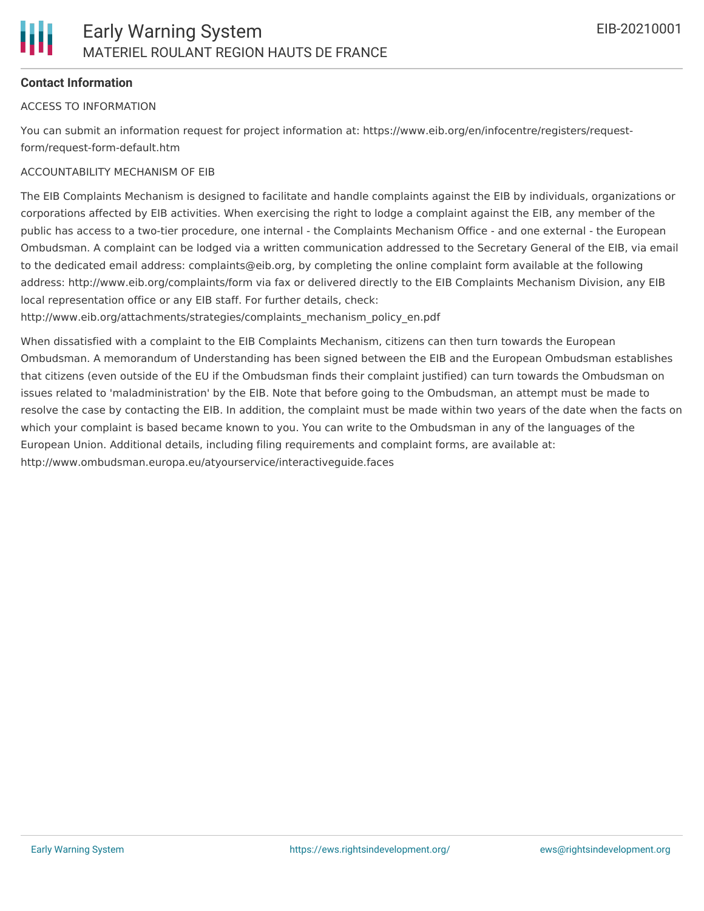**Contact Information**

ACCESS TO INFORMATION

You can submit an information request for project information at: https://www.eib.org/en/infocentre/registers/request-form/request-form-default.htm

ACCOUNTABILITY MECHANISM OF EIB

The EIB Complaints Mechanism is designed to facilitate and handle complaints against the EIB by individuals, organizations or corporations affected by EIB activities. When exercising the right to lodge a complaint against the EIB, any member of the public has access to a two-tier procedure, one internal - the Complaints Mechanism Office - and one external - the European Ombudsman. A complaint can be lodged via a written communication addressed to the Secretary General of the EIB, via email to the dedicated email address: complaints@eib.org, by completing the online complaint form available at the following address: http://www.eib.org/complaints/form via fax or delivered directly to the EIB Complaints Mechanism Division, any EIB local representation office or any EIB staff. For further details, check: http://www.eib.org/attachments/strategies/complaints_mechanism_policy_en.pdf

When dissatisfied with a complaint to the EIB Complaints Mechanism, citizens can then turn towards the European Ombudsman. A memorandum of Understanding has been signed between the EIB and the European Ombudsman establishes that citizens (even outside of the EU if the Ombudsman finds their complaint justified) can turn towards the Ombudsman on issues related to 'maladministration' by the EIB. Note that before going to the Ombudsman, an attempt must be made to resolve the case by contacting the EIB. In addition, the complaint must be made within two years of the date when the facts on which your complaint is based became known to you. You can write to the Ombudsman in any of the languages of the European Union. Additional details, including filing requirements and complaint forms, are available at: http://www.ombudsman.europa.eu/atyourservice/interactiveguide.faces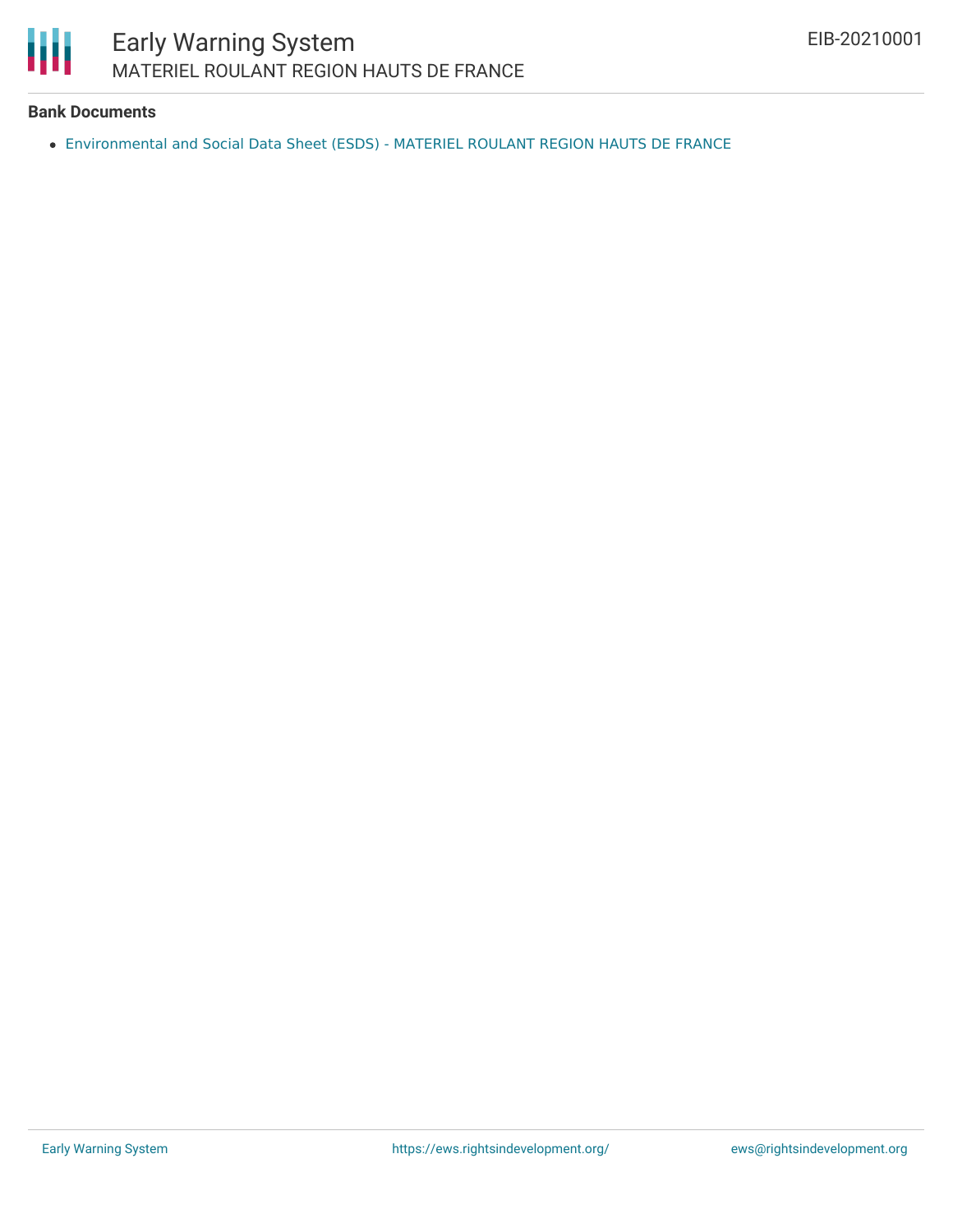**Bank Documents**

- Environmental and Social Data Sheet (ESDS) - MATERIEL ROULANT REGION HAUTS DE FRANCE